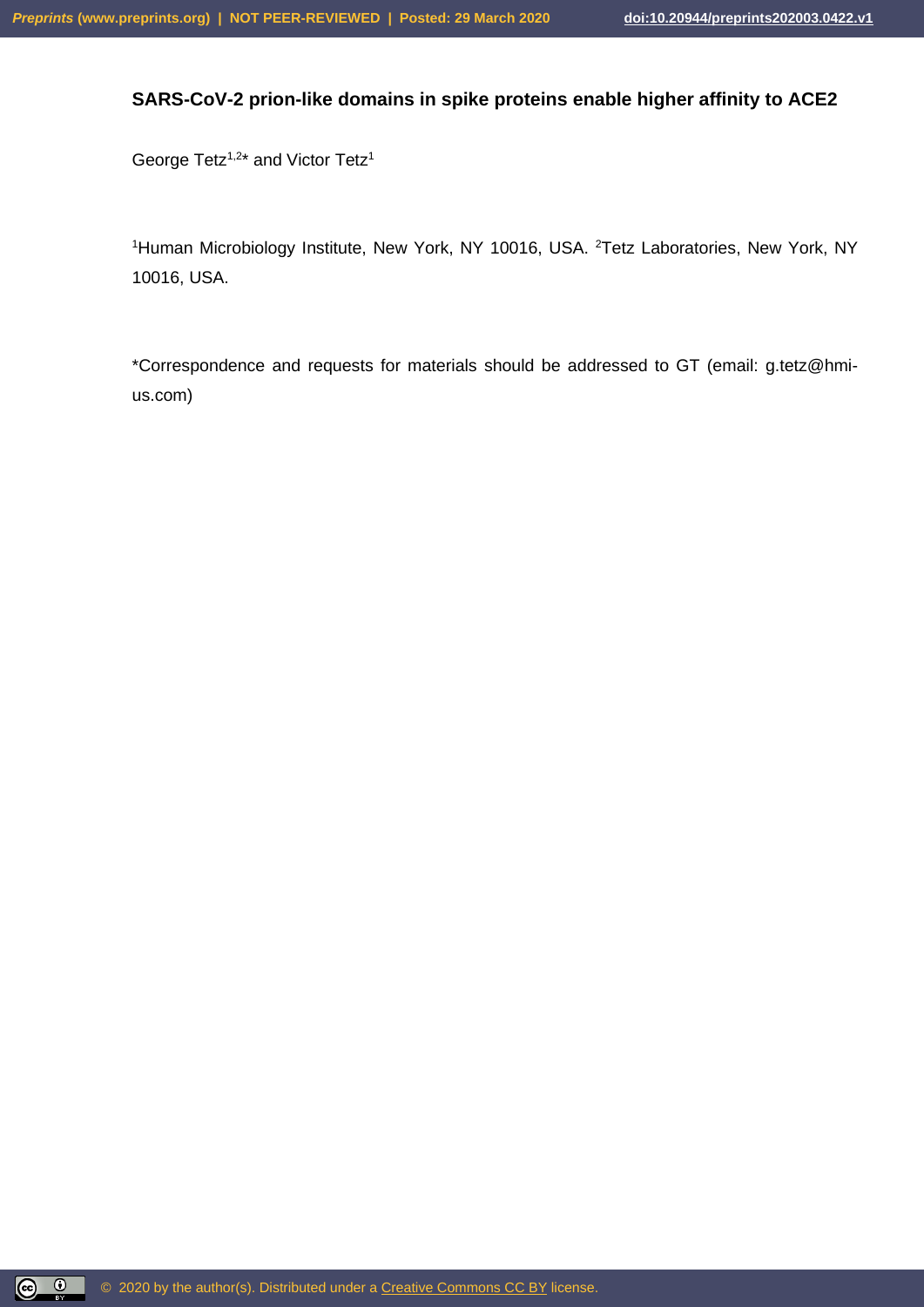**SARS-CoV-2 prion-like domains in spike proteins enable higher affinity to ACE2**

George Tetz[1,2]* and Victor Tetz[1]

[1]Human Microbiology Institute, New York, NY 10016, USA. [2]Tetz Laboratories, New York, NY 10016, USA.

*Correspondence and requests for materials should be addressed to GT (email: g.tetz@hmi-us.com)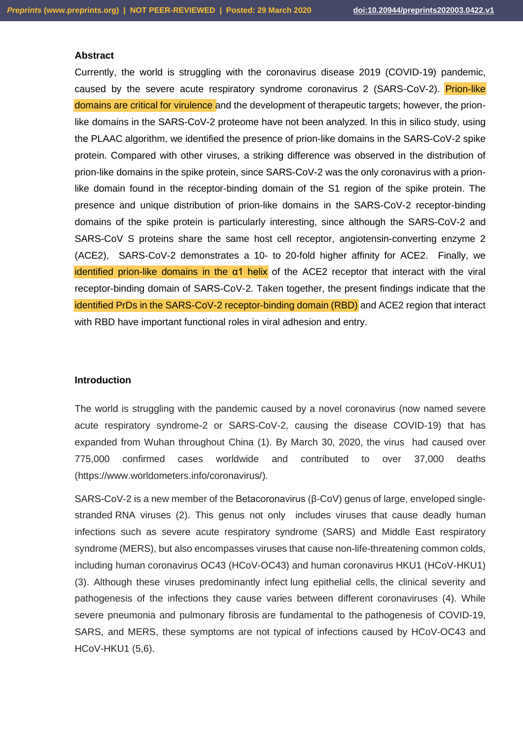## Abstract

Currently, the world is struggling with the coronavirus disease 2019 (COVID-19) pandemic, caused by the severe acute respiratory syndrome coronavirus 2 (SARS-CoV-2). Prion-like domains are critical for virulence and the development of therapeutic targets; however, the prion-like domains in the SARS-CoV-2 proteome have not been analyzed. In this in silico study, using the PLAAC algorithm, we identified the presence of prion-like domains in the SARS-CoV-2 spike protein. Compared with other viruses, a striking difference was observed in the distribution of prion-like domains in the spike protein, since SARS-CoV-2 was the only coronavirus with a prion-like domain found in the receptor-binding domain of the S1 region of the spike protein. The presence and unique distribution of prion-like domains in the SARS-CoV-2 receptor-binding domains of the spike protein is particularly interesting, since although the SARS-CoV-2 and SARS-CoV S proteins share the same host cell receptor, angiotensin-converting enzyme 2 (ACE2), SARS-CoV-2 demonstrates a 10- to 20-fold higher affinity for ACE2. Finally, we identified prion-like domains in the α1 helix of the ACE2 receptor that interact with the viral receptor-binding domain of SARS-CoV-2. Taken together, the present findings indicate that the identified PrDs in the SARS-CoV-2 receptor-binding domain (RBD) and ACE2 region that interact with RBD have important functional roles in viral adhesion and entry.

## Introduction

The world is struggling with the pandemic caused by a novel coronavirus (now named severe acute respiratory syndrome-2 or SARS-CoV-2, causing the disease COVID-19) that has expanded from Wuhan throughout China (1). By March 30, 2020, the virus had caused over 775,000 confirmed cases worldwide and contributed to over 37,000 deaths (https://www.worldometers.info/coronavirus/).

SARS-CoV-2 is a new member of the Betacoronavirus (β-CoV) genus of large, enveloped single-stranded RNA viruses (2). This genus not only includes viruses that cause deadly human infections such as severe acute respiratory syndrome (SARS) and Middle East respiratory syndrome (MERS), but also encompasses viruses that cause non-life-threatening common colds, including human coronavirus OC43 (HCoV-OC43) and human coronavirus HKU1 (HCoV-HKU1) (3). Although these viruses predominantly infect lung epithelial cells, the clinical severity and pathogenesis of the infections they cause varies between different coronaviruses (4). While severe pneumonia and pulmonary fibrosis are fundamental to the pathogenesis of COVID-19, SARS, and MERS, these symptoms are not typical of infections caused by HCoV-OC43 and HCoV-HKU1 (5,6).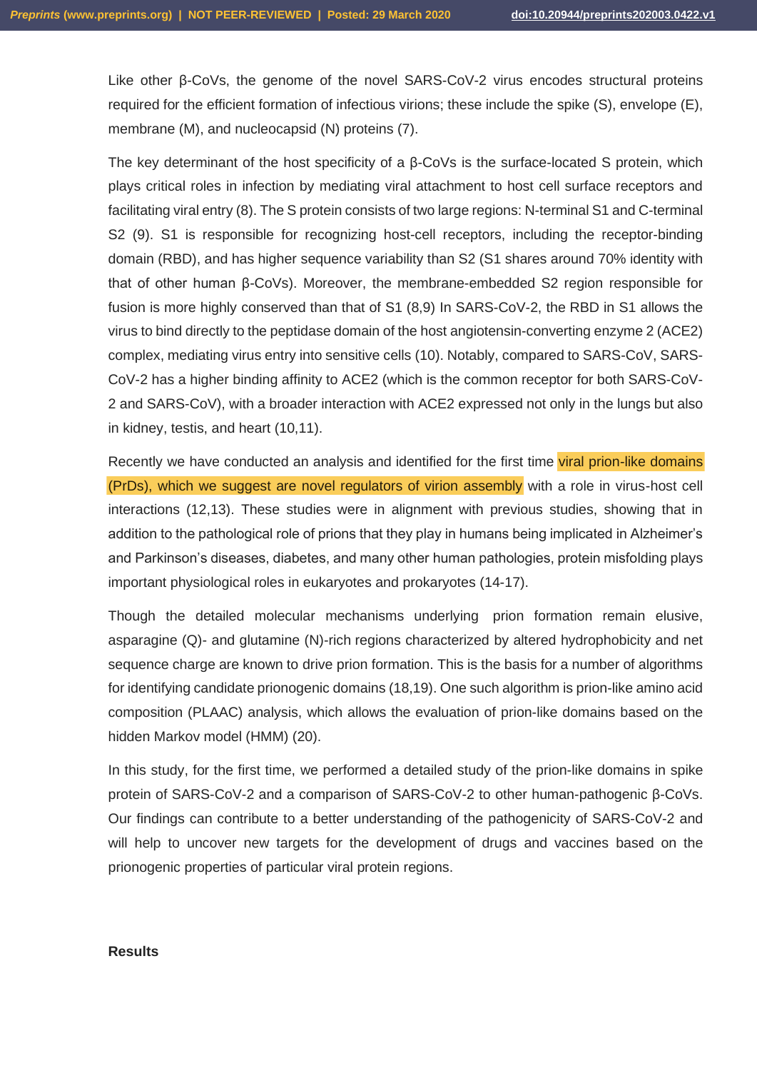Like other β-CoVs, the genome of the novel SARS-CoV-2 virus encodes structural proteins required for the efficient formation of infectious virions; these include the spike (S), envelope (E), membrane (M), and nucleocapsid (N) proteins (7).

The key determinant of the host specificity of a β-CoVs is the surface-located S protein, which plays critical roles in infection by mediating viral attachment to host cell surface receptors and facilitating viral entry (8). The S protein consists of two large regions: N-terminal S1 and C-terminal S2 (9). S1 is responsible for recognizing host-cell receptors, including the receptor-binding domain (RBD), and has higher sequence variability than S2 (S1 shares around 70% identity with that of other human β-CoVs). Moreover, the membrane-embedded S2 region responsible for fusion is more highly conserved than that of S1 (8,9) In SARS-CoV-2, the RBD in S1 allows the virus to bind directly to the peptidase domain of the host angiotensin-converting enzyme 2 (ACE2) complex, mediating virus entry into sensitive cells (10). Notably, compared to SARS-CoV, SARS-CoV-2 has a higher binding affinity to ACE2 (which is the common receptor for both SARS-CoV-2 and SARS-CoV), with a broader interaction with ACE2 expressed not only in the lungs but also in kidney, testis, and heart (10,11).

Recently we have conducted an analysis and identified for the first time viral prion-like domains (PrDs), which we suggest are novel regulators of virion assembly with a role in virus-host cell interactions (12,13). These studies were in alignment with previous studies, showing that in addition to the pathological role of prions that they play in humans being implicated in Alzheimer's and Parkinson's diseases, diabetes, and many other human pathologies, protein misfolding plays important physiological roles in eukaryotes and prokaryotes (14-17).

Though the detailed molecular mechanisms underlying prion formation remain elusive, asparagine (Q)- and glutamine (N)-rich regions characterized by altered hydrophobicity and net sequence charge are known to drive prion formation. This is the basis for a number of algorithms for identifying candidate prionogenic domains (18,19). One such algorithm is prion-like amino acid composition (PLAAC) analysis, which allows the evaluation of prion-like domains based on the hidden Markov model (HMM) (20).

In this study, for the first time, we performed a detailed study of the prion-like domains in spike protein of SARS-CoV-2 and a comparison of SARS-CoV-2 to other human-pathogenic β-CoVs. Our findings can contribute to a better understanding of the pathogenicity of SARS-CoV-2 and will help to uncover new targets for the development of drugs and vaccines based on the prionogenic properties of particular viral protein regions.

## Results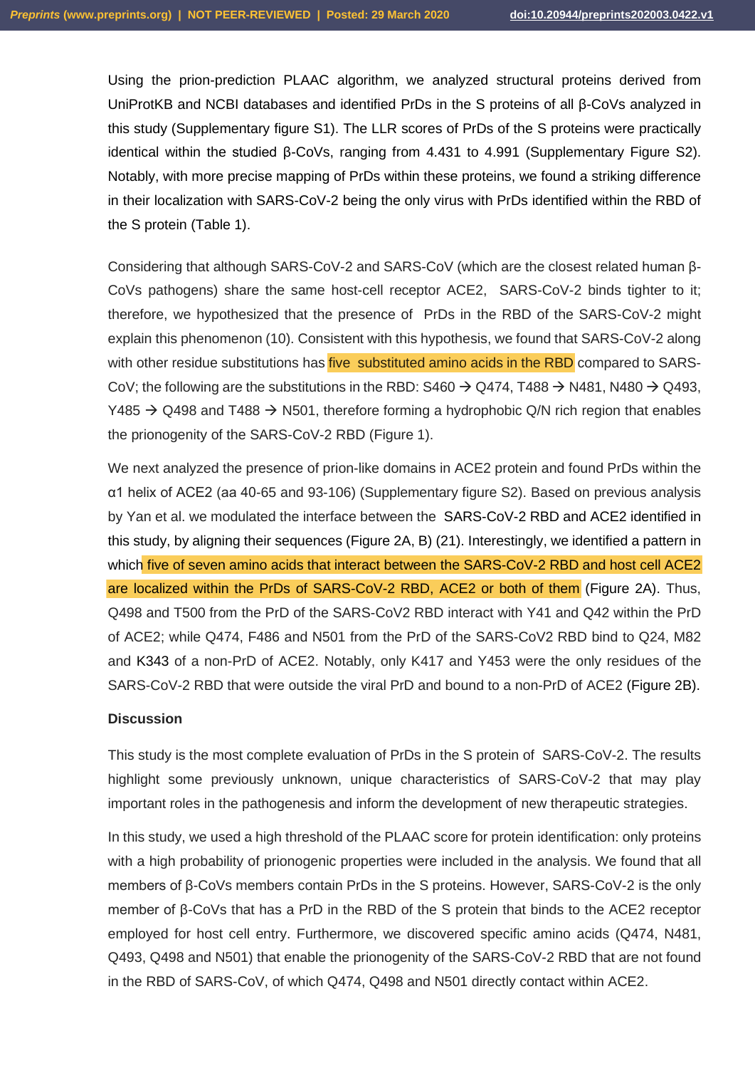Using the prion-prediction PLAAC algorithm, we analyzed structural proteins derived from UniProtKB and NCBI databases and identified PrDs in the S proteins of all β-CoVs analyzed in this study (Supplementary figure S1). The LLR scores of PrDs of the S proteins were practically identical within the studied β-CoVs, ranging from 4.431 to 4.991 (Supplementary Figure S2). Notably, with more precise mapping of PrDs within these proteins, we found a striking difference in their localization with SARS-CoV-2 being the only virus with PrDs identified within the RBD of the S protein (Table 1).

Considering that although SARS-CoV-2 and SARS-CoV (which are the closest related human β-CoVs pathogens) share the same host-cell receptor ACE2, SARS-CoV-2 binds tighter to it; therefore, we hypothesized that the presence of PrDs in the RBD of the SARS-CoV-2 might explain this phenomenon (10). Consistent with this hypothesis, we found that SARS-CoV-2 along with other residue substitutions has five substituted amino acids in the RBD compared to SARS-CoV; the following are the substitutions in the RBD: S460 → Q474, T488 → N481, N480 → Q493, Y485 → Q498 and T488 → N501, therefore forming a hydrophobic Q/N rich region that enables the prionogenity of the SARS-CoV-2 RBD (Figure 1).

We next analyzed the presence of prion-like domains in ACE2 protein and found PrDs within the α1 helix of ACE2 (aa 40-65 and 93-106) (Supplementary figure S2). Based on previous analysis by Yan et al. we modulated the interface between the SARS-CoV-2 RBD and ACE2 identified in this study, by aligning their sequences (Figure 2A, B) (21). Interestingly, we identified a pattern in which five of seven amino acids that interact between the SARS-CoV-2 RBD and host cell ACE2 are localized within the PrDs of SARS-CoV-2 RBD, ACE2 or both of them (Figure 2A). Thus, Q498 and T500 from the PrD of the SARS-CoV2 RBD interact with Y41 and Q42 within the PrD of ACE2; while Q474, F486 and N501 from the PrD of the SARS-CoV2 RBD bind to Q24, M82 and K343 of a non-PrD of ACE2. Notably, only K417 and Y453 were the only residues of the SARS-CoV-2 RBD that were outside the viral PrD and bound to a non-PrD of ACE2 (Figure 2B).

**Discussion**

This study is the most complete evaluation of PrDs in the S protein of SARS-CoV-2. The results highlight some previously unknown, unique characteristics of SARS-CoV-2 that may play important roles in the pathogenesis and inform the development of new therapeutic strategies.

In this study, we used a high threshold of the PLAAC score for protein identification: only proteins with a high probability of prionogenic properties were included in the analysis. We found that all members of β-CoVs members contain PrDs in the S proteins. However, SARS-CoV-2 is the only member of β-CoVs that has a PrD in the RBD of the S protein that binds to the ACE2 receptor employed for host cell entry. Furthermore, we discovered specific amino acids (Q474, N481, Q493, Q498 and N501) that enable the prionogenity of the SARS-CoV-2 RBD that are not found in the RBD of SARS-CoV, of which Q474, Q498 and N501 directly contact within ACE2.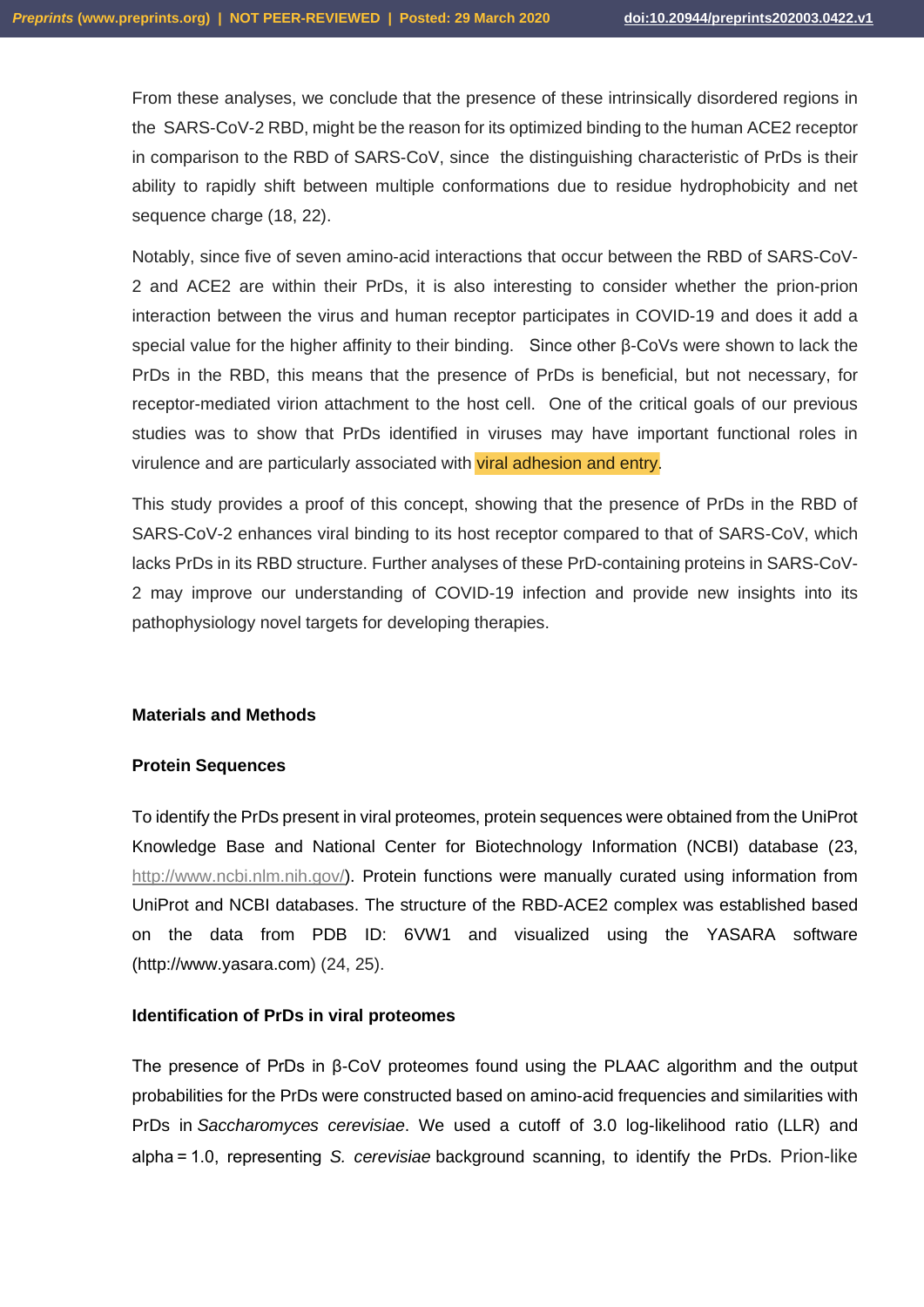From these analyses, we conclude that the presence of these intrinsically disordered regions in the SARS-CoV-2 RBD, might be the reason for its optimized binding to the human ACE2 receptor in comparison to the RBD of SARS-CoV, since the distinguishing characteristic of PrDs is their ability to rapidly shift between multiple conformations due to residue hydrophobicity and net sequence charge (18, 22).

Notably, since five of seven amino-acid interactions that occur between the RBD of SARS-CoV-2 and ACE2 are within their PrDs, it is also interesting to consider whether the prion-prion interaction between the virus and human receptor participates in COVID-19 and does it add a special value for the higher affinity to their binding. Since other β-CoVs were shown to lack the PrDs in the RBD, this means that the presence of PrDs is beneficial, but not necessary, for receptor-mediated virion attachment to the host cell. One of the critical goals of our previous studies was to show that PrDs identified in viruses may have important functional roles in virulence and are particularly associated with viral adhesion and entry.

This study provides a proof of this concept, showing that the presence of PrDs in the RBD of SARS-CoV-2 enhances viral binding to its host receptor compared to that of SARS-CoV, which lacks PrDs in its RBD structure. Further analyses of these PrD-containing proteins in SARS-CoV-2 may improve our understanding of COVID-19 infection and provide new insights into its pathophysiology novel targets for developing therapies.

## Materials and Methods

### Protein Sequences

To identify the PrDs present in viral proteomes, protein sequences were obtained from the UniProt Knowledge Base and National Center for Biotechnology Information (NCBI) database (23, http://www.ncbi.nlm.nih.gov/). Protein functions were manually curated using information from UniProt and NCBI databases. The structure of the RBD-ACE2 complex was established based on the data from PDB ID: 6VW1 and visualized using the YASARA software (http://www.yasara.com) (24, 25).

### Identification of PrDs in viral proteomes

The presence of PrDs in β-CoV proteomes found using the PLAAC algorithm and the output probabilities for the PrDs were constructed based on amino-acid frequencies and similarities with PrDs in *Saccharomyces cerevisiae*. We used a cutoff of 3.0 log-likelihood ratio (LLR) and alpha = 1.0, representing *S. cerevisiae* background scanning, to identify the PrDs. Prion-like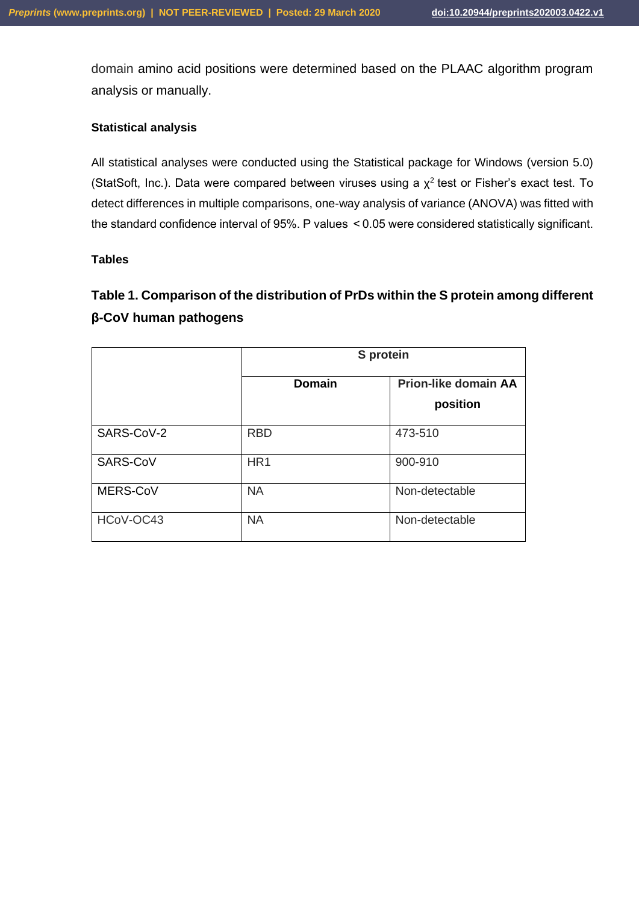domain amino acid positions were determined based on the PLAAC algorithm program analysis or manually.

### Statistical analysis

All statistical analyses were conducted using the Statistical package for Windows (version 5.0) (StatSoft, Inc.). Data were compared between viruses using a $\chi^2$ test or Fisher's exact test. To detect differences in multiple comparisons, one-way analysis of variance (ANOVA) was fitted with the standard confidence interval of 95%. P values $< 0.05$ were considered statistically significant.

### Tables

**Table 1. Comparison of the distribution of PrDs within the S protein among different β-CoV human pathogens**

| | S protein | |
|---|---|---|
| | **Domain** | **Prion-like domain AA position** |
| SARS-CoV-2 | RBD | 473-510 |
| SARS-CoV | HR1 | 900-910 |
| MERS-CoV | NA | Non-detectable |
| HCoV-OC43 | NA | Non-detectable |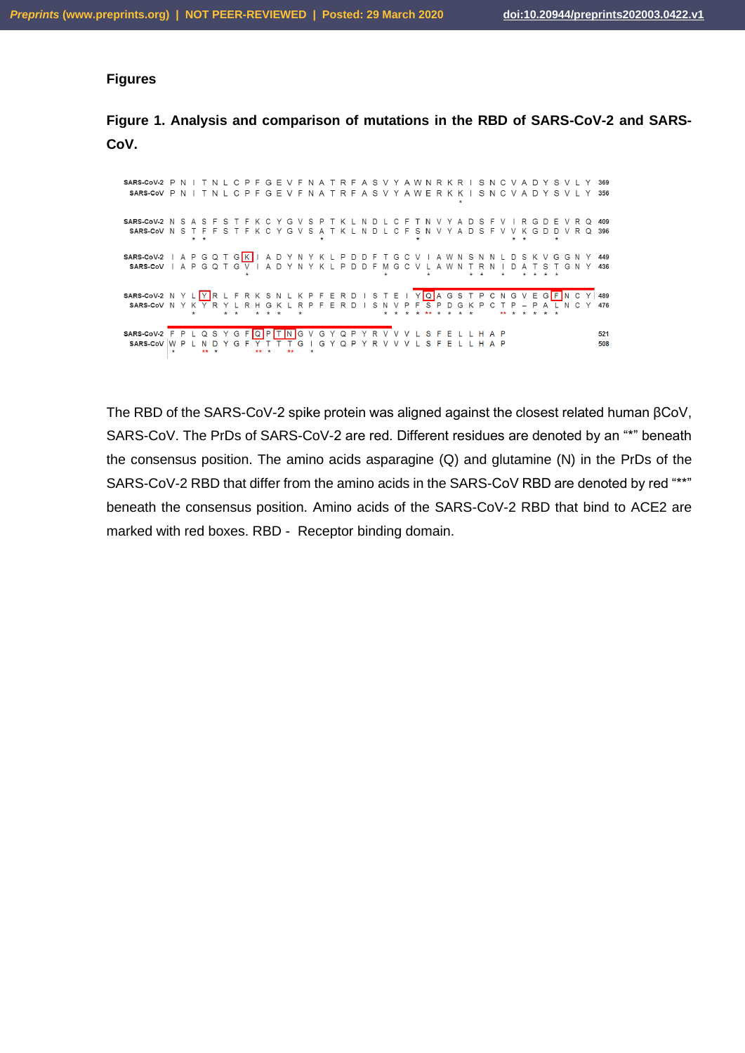## Figures

**Figure 1. Analysis and comparison of mutations in the RBD of SARS-CoV-2 and SARS-CoV.**

```
SARS-CoV-2  P N I T N L C P F G E V F N A T R F A S V Y A W N R K R I S N C V A D Y S V L Y  369
SARS-CoV    P N I T N L C P F G E V F N A T R F A S V Y A W E R K K I S N C V A D Y S V L Y  356

SARS-CoV-2  N S A S F S T F K C Y G V S P T K L N D L C F T N V Y A D S F V I R G D E V R Q  409
SARS-CoV    N S T F F S T F K C Y G V S A T K L N D L C F S N V Y A D S F V V K G D D V R Q  396

SARS-CoV-2  I A P G Q T G K I A D Y N Y K L P D D F T G C V I A W N S N N L D S K V G G N Y  449
SARS-CoV    I A P G Q T G V I A D Y N Y K L P D D F M G C V L A W N T R N I D A T S T G N Y  436

SARS-CoV-2  N Y L Y R L F R K S N L K P F E R D I S T E I Y Q A G S T P C N G V E G F N C Y  489
SARS-CoV    N Y K Y R Y L R H G K L R P F E R D I S N V P F S P D G K P C T P - P A L N C Y  476

SARS-CoV-2  F P L Q S Y G F Q P T N G V G Y Q P Y R V V V L S F E L L H A P  521
SARS-CoV    W P L N D Y G F Y T T T G I G Y Q P Y R V V V L S F E L L H A P  508
```

The RBD of the SARS-CoV-2 spike protein was aligned against the closest related human βCoV, SARS-CoV. The PrDs of SARS-CoV-2 are red. Different residues are denoted by an "*" beneath the consensus position. The amino acids asparagine (Q) and glutamine (N) in the PrDs of the SARS-CoV-2 RBD that differ from the amino acids in the SARS-CoV RBD are denoted by red "**" beneath the consensus position. Amino acids of the SARS-CoV-2 RBD that bind to ACE2 are marked with red boxes. RBD - Receptor binding domain.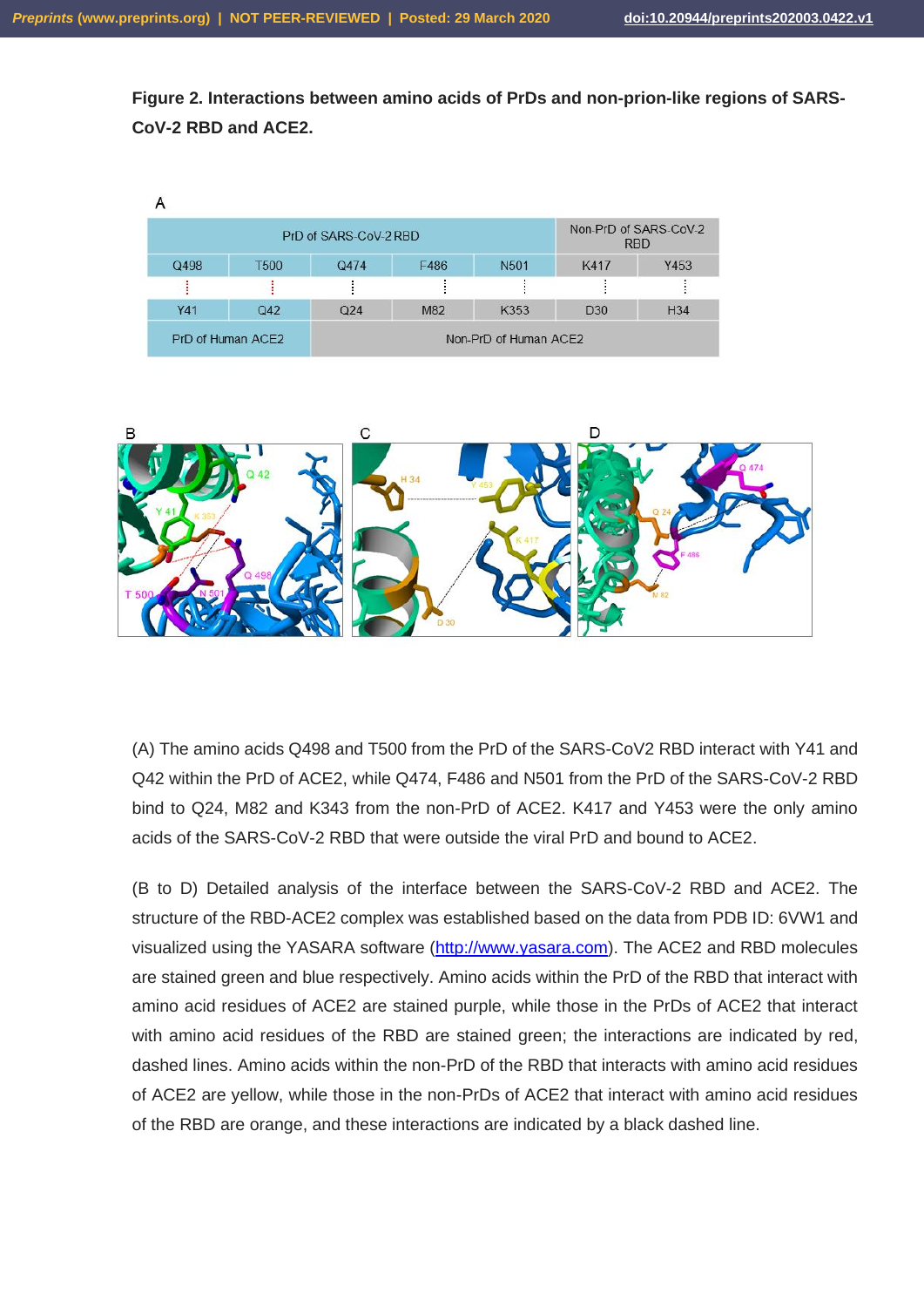**Figure 2. Interactions between amino acids of PrDs and non-prion-like regions of SARS-CoV-2 RBD and ACE2.**

A

| PrD of SARS-CoV-2 RBD | | | | | Non-PrD of SARS-CoV-2 RBD | |
|---|---|---|---|---|---|---|
| Q498 | T500 | Q474 | F486 | N501 | K417 | Y453 |
| ⋮ | ⋮ | ⋮ | ⋮ | ⋮ | ⋮ | ⋮ |
| Y41 | Q42 | Q24 | M82 | K353 | D30 | H34 |
| PrD of Human ACE2 | | Non-PrD of Human ACE2 | | | | |

B C D

(A) The amino acids Q498 and T500 from the PrD of the SARS-CoV2 RBD interact with Y41 and Q42 within the PrD of ACE2, while Q474, F486 and N501 from the PrD of the SARS-CoV-2 RBD bind to Q24, M82 and K343 from the non-PrD of ACE2. K417 and Y453 were the only amino acids of the SARS-CoV-2 RBD that were outside the viral PrD and bound to ACE2.

(B to D) Detailed analysis of the interface between the SARS-CoV-2 RBD and ACE2. The structure of the RBD-ACE2 complex was established based on the data from PDB ID: 6VW1 and visualized using the YASARA software (http://www.yasara.com). The ACE2 and RBD molecules are stained green and blue respectively. Amino acids within the PrD of the RBD that interact with amino acid residues of ACE2 are stained purple, while those in the PrDs of ACE2 that interact with amino acid residues of the RBD are stained green; the interactions are indicated by red, dashed lines. Amino acids within the non-PrD of the RBD that interacts with amino acid residues of ACE2 are yellow, while those in the non-PrDs of ACE2 that interact with amino acid residues of the RBD are orange, and these interactions are indicated by a black dashed line.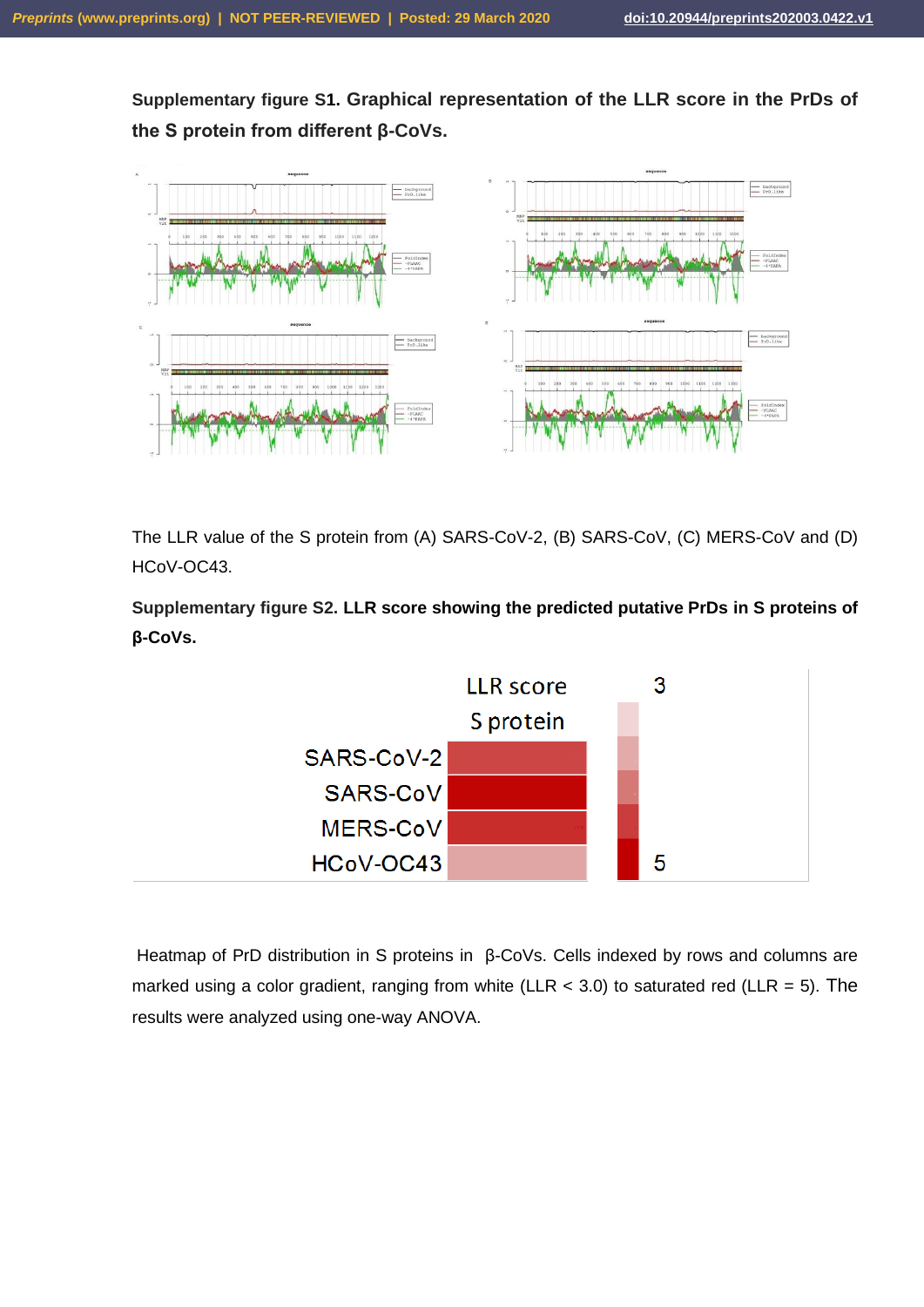**Supplementary figure S1. Graphical representation of the LLR score in the PrDs of the S protein from different β-CoVs.**

The LLR value of the S protein from (A) SARS-CoV-2, (B) SARS-CoV, (C) MERS-CoV and (D) HCoV-OC43.

**Supplementary figure S2. LLR score showing the predicted putative PrDs in S proteins of β-CoVs.**

Heatmap of PrD distribution in S proteins in β-CoVs. Cells indexed by rows and columns are marked using a color gradient, ranging from white (LLR < 3.0) to saturated red (LLR = 5). The results were analyzed using one-way ANOVA.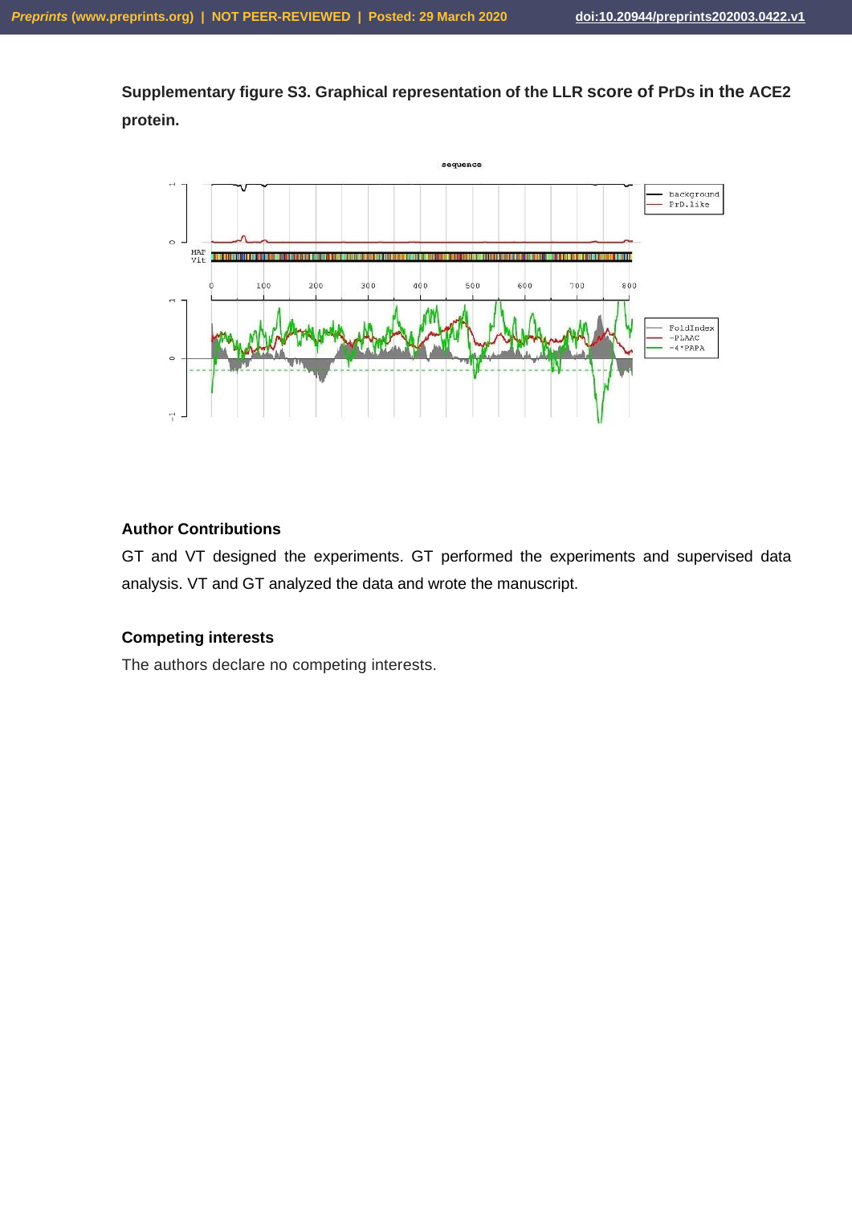**Supplementary figure S3. Graphical representation of the LLR score of PrDs in the ACE2 protein.**

### Author Contributions

GT and VT designed the experiments. GT performed the experiments and supervised data analysis. VT and GT analyzed the data and wrote the manuscript.

### Competing interests

The authors declare no competing interests.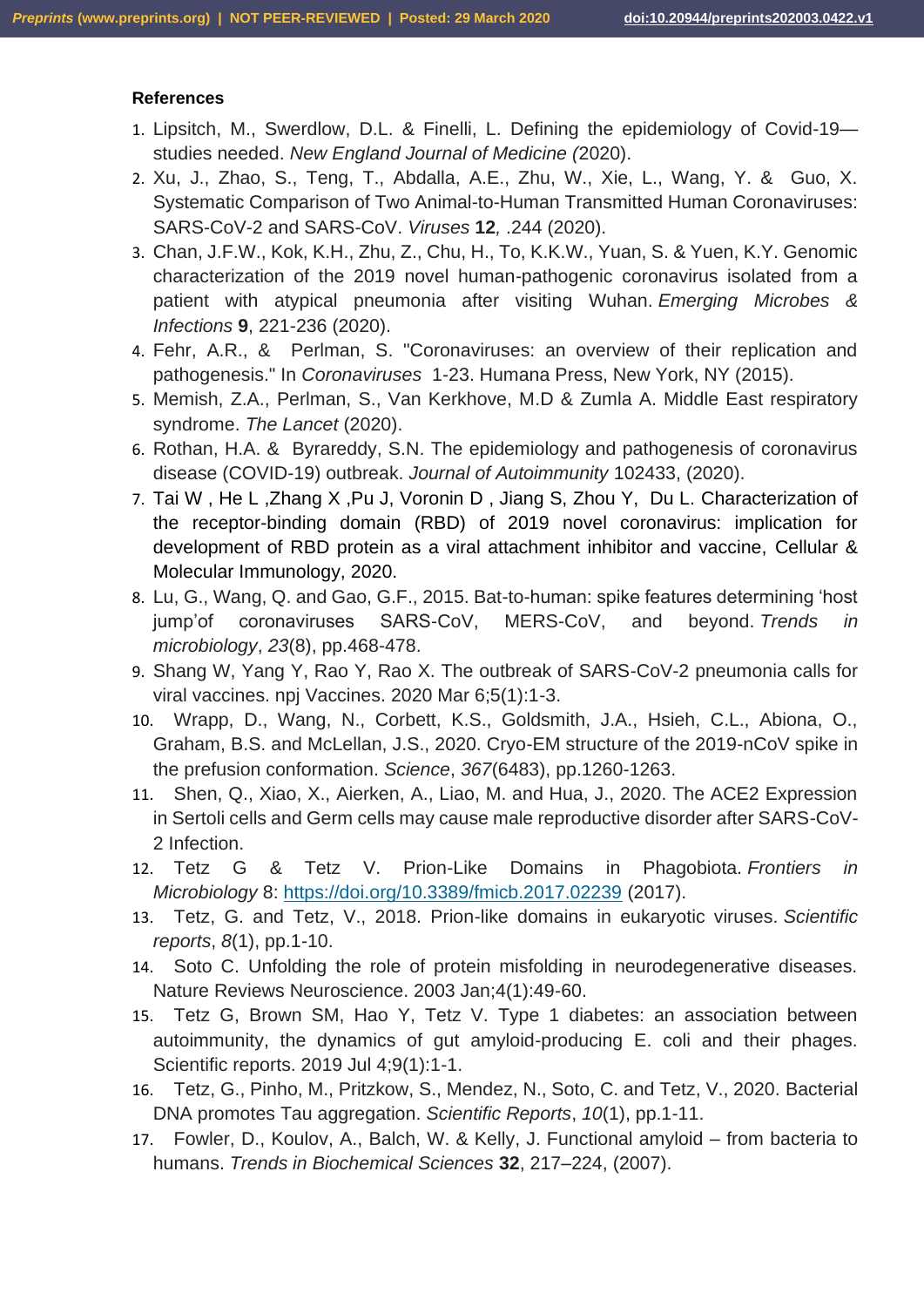**References**

1. Lipsitch, M., Swerdlow, D.L. & Finelli, L. Defining the epidemiology of Covid-19—studies needed. *New England Journal of Medicine (*2020).
2. Xu, J., Zhao, S., Teng, T., Abdalla, A.E., Zhu, W., Xie, L., Wang, Y. & Guo, X. Systematic Comparison of Two Animal-to-Human Transmitted Human Coronaviruses: SARS-CoV-2 and SARS-CoV. *Viruses* **12***,* .244 (2020).
3. Chan, J.F.W., Kok, K.H., Zhu, Z., Chu, H., To, K.K.W., Yuan, S. & Yuen, K.Y. Genomic characterization of the 2019 novel human-pathogenic coronavirus isolated from a patient with atypical pneumonia after visiting Wuhan. *Emerging Microbes & Infections* **9**, 221-236 (2020).
4. Fehr, A.R., & Perlman, S. "Coronaviruses: an overview of their replication and pathogenesis." In *Coronaviruses* 1-23. Humana Press, New York, NY (2015).
5. Memish, Z.A., Perlman, S., Van Kerkhove, M.D & Zumla A. Middle East respiratory syndrome. *The Lancet* (2020).
6. Rothan, H.A. & Byrareddy, S.N. The epidemiology and pathogenesis of coronavirus disease (COVID-19) outbreak. *Journal of Autoimmunity* 102433, (2020).
7. Tai W , He L ,Zhang X ,Pu J, Voronin D , Jiang S, Zhou Y, Du L. Characterization of the receptor-binding domain (RBD) of 2019 novel coronavirus: implication for development of RBD protein as a viral attachment inhibitor and vaccine, Cellular & Molecular Immunology, 2020.
8. Lu, G., Wang, Q. and Gao, G.F., 2015. Bat-to-human: spike features determining 'host jump'of coronaviruses SARS-CoV, MERS-CoV, and beyond. *Trends in microbiology*, *23*(8), pp.468-478.
9. Shang W, Yang Y, Rao Y, Rao X. The outbreak of SARS-CoV-2 pneumonia calls for viral vaccines. npj Vaccines. 2020 Mar 6;5(1):1-3.
10. Wrapp, D., Wang, N., Corbett, K.S., Goldsmith, J.A., Hsieh, C.L., Abiona, O., Graham, B.S. and McLellan, J.S., 2020. Cryo-EM structure of the 2019-nCoV spike in the prefusion conformation. *Science*, *367*(6483), pp.1260-1263.
11. Shen, Q., Xiao, X., Aierken, A., Liao, M. and Hua, J., 2020. The ACE2 Expression in Sertoli cells and Germ cells may cause male reproductive disorder after SARS-CoV-2 Infection.
12. Tetz G & Tetz V. Prion-Like Domains in Phagobiota. *Frontiers in Microbiology* 8: https://doi.org/10.3389/fmicb.2017.02239 (2017).
13. Tetz, G. and Tetz, V., 2018. Prion-like domains in eukaryotic viruses. *Scientific reports*, *8*(1), pp.1-10.
14. Soto C. Unfolding the role of protein misfolding in neurodegenerative diseases. Nature Reviews Neuroscience. 2003 Jan;4(1):49-60.
15. Tetz G, Brown SM, Hao Y, Tetz V. Type 1 diabetes: an association between autoimmunity, the dynamics of gut amyloid-producing E. coli and their phages. Scientific reports. 2019 Jul 4;9(1):1-1.
16. Tetz, G., Pinho, M., Pritzkow, S., Mendez, N., Soto, C. and Tetz, V., 2020. Bacterial DNA promotes Tau aggregation. *Scientific Reports*, *10*(1), pp.1-11.
17. Fowler, D., Koulov, A., Balch, W. & Kelly, J. Functional amyloid – from bacteria to humans. *Trends in Biochemical Sciences* **32**, 217–224, (2007).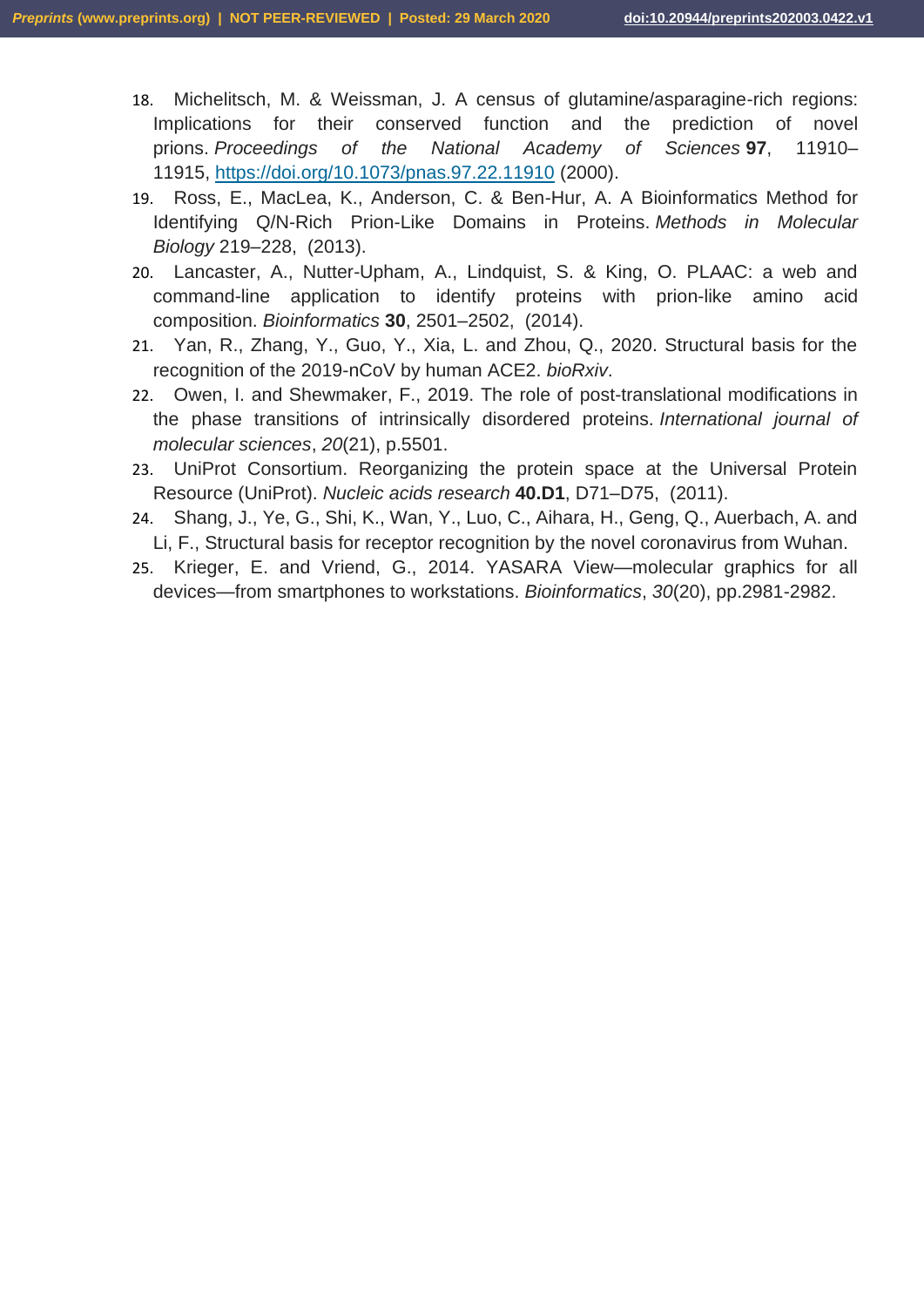18. Michelitsch, M. & Weissman, J. A census of glutamine/asparagine-rich regions: Implications for their conserved function and the prediction of novel prions. *Proceedings of the National Academy of Sciences* **97**, 11910–11915, https://doi.org/10.1073/pnas.97.22.11910 (2000).
19. Ross, E., MacLea, K., Anderson, C. & Ben-Hur, A. A Bioinformatics Method for Identifying Q/N-Rich Prion-Like Domains in Proteins. *Methods in Molecular Biology* 219–228, (2013).
20. Lancaster, A., Nutter-Upham, A., Lindquist, S. & King, O. PLAAC: a web and command-line application to identify proteins with prion-like amino acid composition. *Bioinformatics* **30**, 2501–2502, (2014).
21. Yan, R., Zhang, Y., Guo, Y., Xia, L. and Zhou, Q., 2020. Structural basis for the recognition of the 2019-nCoV by human ACE2. *bioRxiv*.
22. Owen, I. and Shewmaker, F., 2019. The role of post-translational modifications in the phase transitions of intrinsically disordered proteins. *International journal of molecular sciences*, *20*(21), p.5501.
23. UniProt Consortium. Reorganizing the protein space at the Universal Protein Resource (UniProt). *Nucleic acids research* **40.D1**, D71–D75, (2011).
24. Shang, J., Ye, G., Shi, K., Wan, Y., Luo, C., Aihara, H., Geng, Q., Auerbach, A. and Li, F., Structural basis for receptor recognition by the novel coronavirus from Wuhan.
25. Krieger, E. and Vriend, G., 2014. YASARA View—molecular graphics for all devices—from smartphones to workstations. *Bioinformatics*, *30*(20), pp.2981-2982.